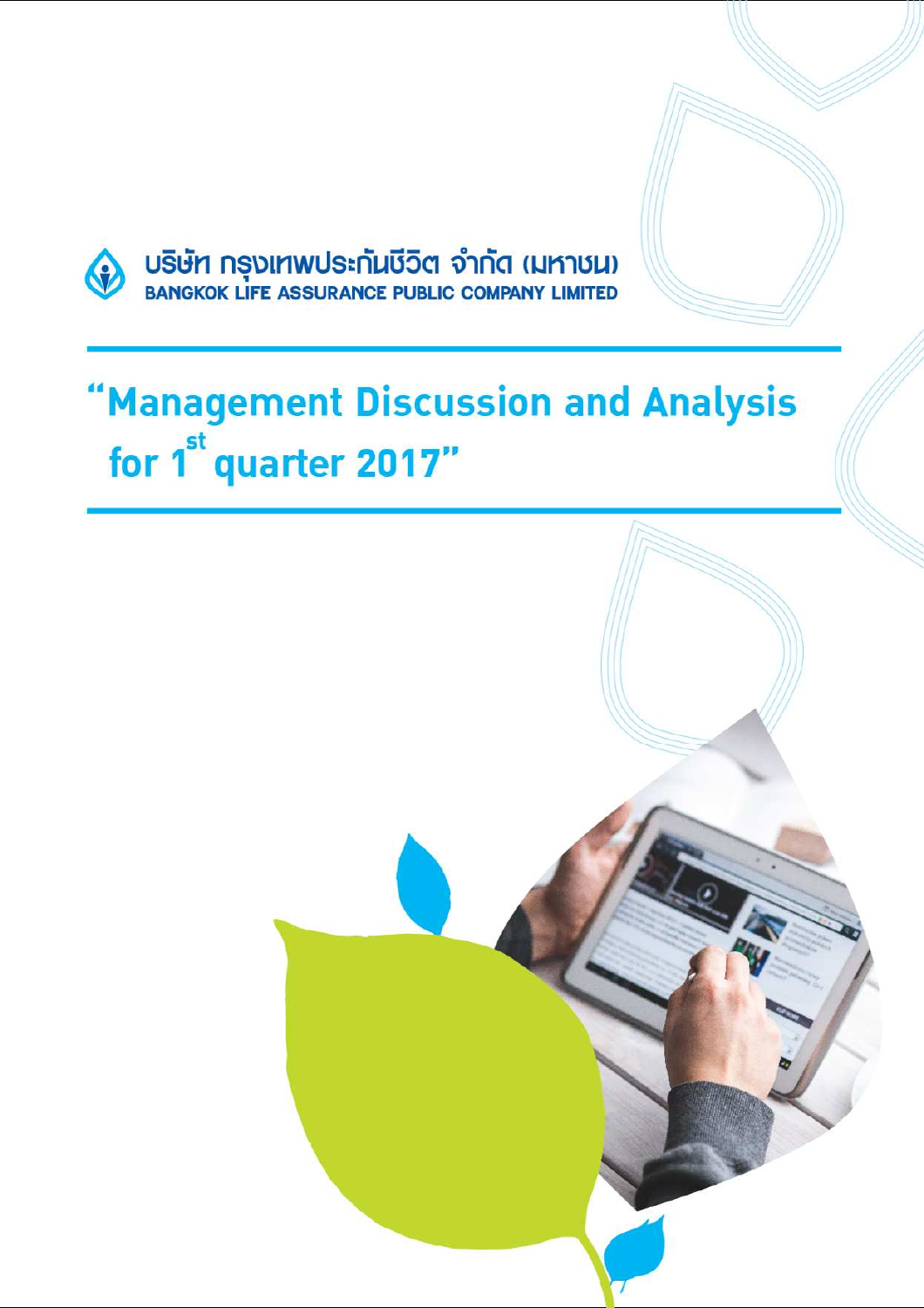บริษัท กรุงเทพประกันชีวิต จำกัด (มหาชน)

BANGKOK LIFE ASSURANCE PUBLIC COMPANY LIMITED

# "Management Discussion and Analysis for 1st quarter 2017"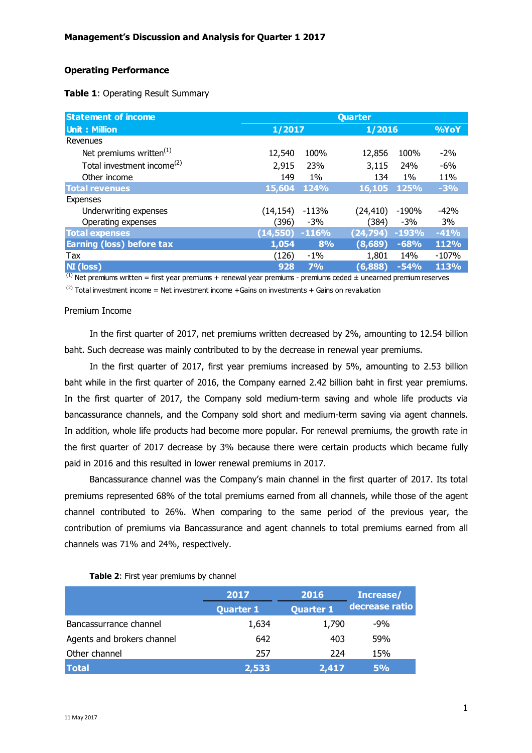**Management's Discussion and Analysis for Quarter 1 2017**

**Operating Performance**

**Table 1**: Operating Result Summary

| Statement of income | Quarter | | | | |
|---|---|---|---|---|---|
| Unit : Million | 1/2017 | | 1/2016 | | %YoY |
| Revenues | | | | | |
| Net premiums written[1] | 12,540 | 100% | 12,856 | 100% | -2% |
| Total investment income[2] | 2,915 | 23% | 3,115 | 24% | -6% |
| Other income | 149 | 1% | 134 | 1% | 11% |
| **Total revenues** | **15,604** | **124%** | **16,105** | **125%** | **-3%** |
| Expenses | | | | | |
| Underwriting expenses | (14,154) | -113% | (24,410) | -190% | -42% |
| Operating expenses | (396) | -3% | (384) | -3% | 3% |
| **Total expenses** | **(14,550)** | **-116%** | **(24,794)** | **-193%** | **-41%** |
| **Earning (loss) before tax** | **1,054** | **8%** | **(8,689)** | **-68%** | **112%** |
| Tax | (126) | -1% | 1,801 | 14% | -107% |
| **NI (loss)** | **928** | **7%** | **(6,888)** | **-54%** | **113%** |

[1] Net premiums written = first year premiums + renewal year premiums - premiums ceded ± unearned premium reserves

[2] Total investment income = Net investment income +Gains on investments + Gains on revaluation

Premium Income

In the first quarter of 2017, net premiums written decreased by 2%, amounting to 12.54 billion baht. Such decrease was mainly contributed to by the decrease in renewal year premiums.

In the first quarter of 2017, first year premiums increased by 5%, amounting to 2.53 billion baht while in the first quarter of 2016, the Company earned 2.42 billion baht in first year premiums. In the first quarter of 2017, the Company sold medium-term saving and whole life products via bancassurance channels, and the Company sold short and medium-term saving via agent channels. In addition, whole life products had become more popular. For renewal premiums, the growth rate in the first quarter of 2017 decrease by 3% because there were certain products which became fully paid in 2016 and this resulted in lower renewal premiums in 2017.

Bancassurance channel was the Company's main channel in the first quarter of 2017. Its total premiums represented 68% of the total premiums earned from all channels, while those of the agent channel contributed to 26%. When comparing to the same period of the previous year, the contribution of premiums via Bancassurance and agent channels to total premiums earned from all channels was 71% and 24%, respectively.

**Table 2**: First year premiums by channel

| | 2017 Quarter 1 | 2016 Quarter 1 | Increase/ decrease ratio |
|---|---|---|---|
| Bancassurrance channel | 1,634 | 1,790 | -9% |
| Agents and brokers channel | 642 | 403 | 59% |
| Other channel | 257 | 224 | 15% |
| **Total** | **2,533** | **2,417** | **5%** |

11 May 2017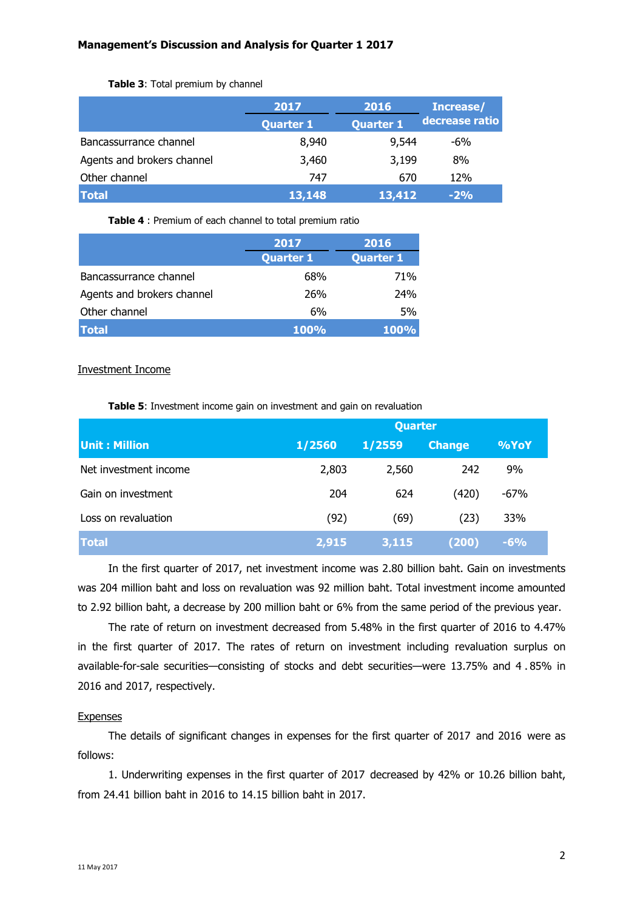**Management's Discussion and Analysis for Quarter 1 2017**

**Table 3**: Total premium by channel

| | 2017 Quarter 1 | 2016 Quarter 1 | Increase/ decrease ratio |
|---|---|---|---|
| Bancassurrance channel | 8,940 | 9,544 | -6% |
| Agents and brokers channel | 3,460 | 3,199 | 8% |
| Other channel | 747 | 670 | 12% |
| **Total** | **13,148** | **13,412** | **-2%** |

**Table 4** : Premium of each channel to total premium ratio

| | 2017 Quarter 1 | 2016 Quarter 1 |
|---|---|---|
| Bancassurrance channel | 68% | 71% |
| Agents and brokers channel | 26% | 24% |
| Other channel | 6% | 5% |
| **Total** | **100%** | **100%** |

Investment Income

**Table 5**: Investment income gain on investment and gain on revaluation

| | Quarter | | | |
|---|---|---|---|---|
| **Unit : Million** | **1/2560** | **1/2559** | **Change** | **%YoY** |
| Net investment income | 2,803 | 2,560 | 242 | 9% |
| Gain on investment | 204 | 624 | (420) | -67% |
| Loss on revaluation | (92) | (69) | (23) | 33% |
| **Total** | **2,915** | **3,115** | **(200)** | **-6%** |

In the first quarter of 2017, net investment income was 2.80 billion baht. Gain on investments was 204 million baht and loss on revaluation was 92 million baht. Total investment income amounted to 2.92 billion baht, a decrease by 200 million baht or 6% from the same period of the previous year.

The rate of return on investment decreased from 5.48% in the first quarter of 2016 to 4.47% in the first quarter of 2017. The rates of return on investment including revaluation surplus on available-for-sale securities—consisting of stocks and debt securities—were 13.75% and 4.85% in 2016 and 2017, respectively.

Expenses

The details of significant changes in expenses for the first quarter of 2017 and 2016 were as follows:

1. Underwriting expenses in the first quarter of 2017 decreased by 42% or 10.26 billion baht, from 24.41 billion baht in 2016 to 14.15 billion baht in 2017.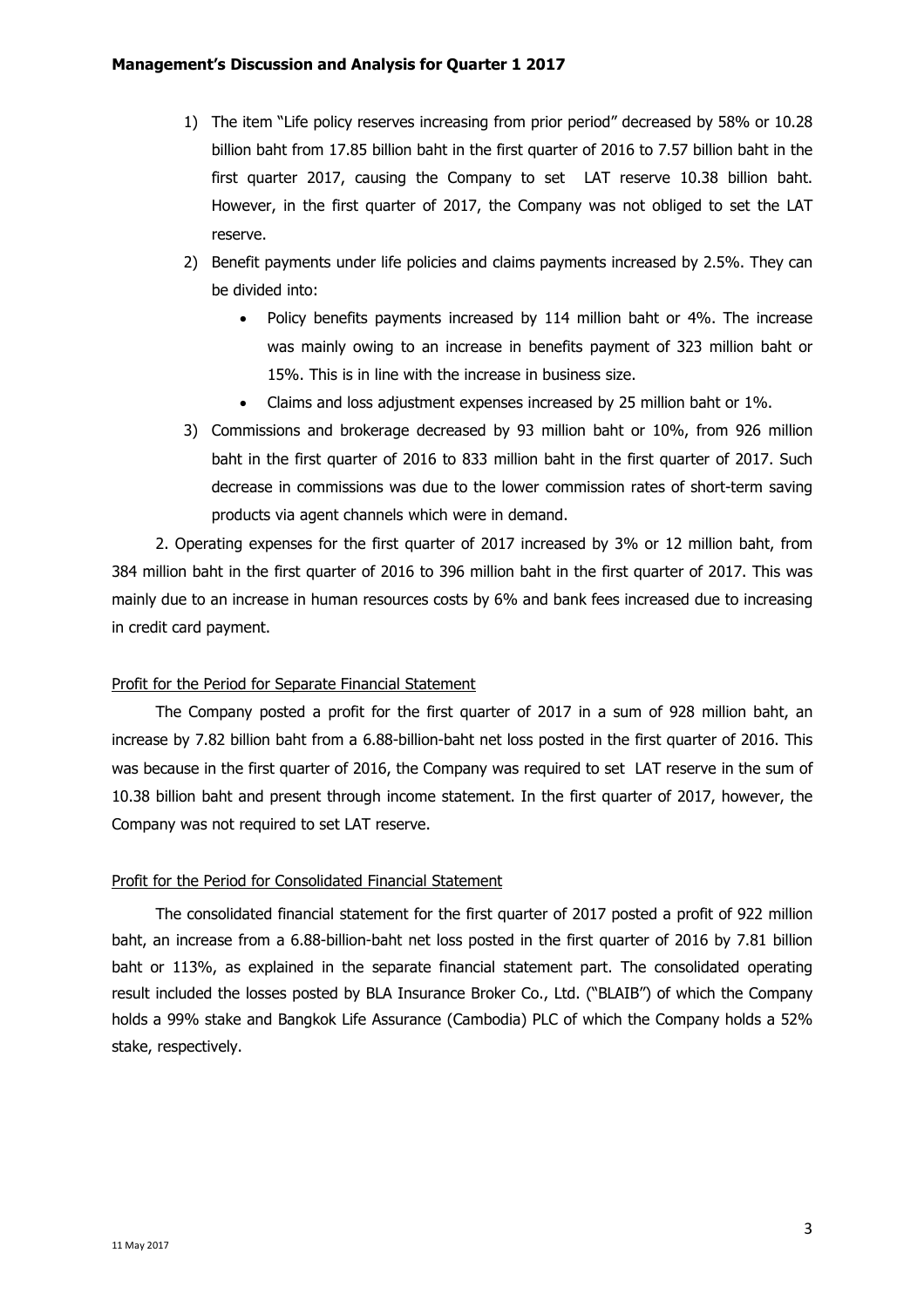1) The item "Life policy reserves increasing from prior period" decreased by 58% or 10.28 billion baht from 17.85 billion baht in the first quarter of 2016 to 7.57 billion baht in the first quarter 2017, causing the Company to set LAT reserve 10.38 billion baht. However, in the first quarter of 2017, the Company was not obliged to set the LAT reserve.
2) Benefit payments under life policies and claims payments increased by 2.5%. They can be divided into:
   - Policy benefits payments increased by 114 million baht or 4%. The increase was mainly owing to an increase in benefits payment of 323 million baht or 15%. This is in line with the increase in business size.
   - Claims and loss adjustment expenses increased by 25 million baht or 1%.
3) Commissions and brokerage decreased by 93 million baht or 10%, from 926 million baht in the first quarter of 2016 to 833 million baht in the first quarter of 2017. Such decrease in commissions was due to the lower commission rates of short-term saving products via agent channels which were in demand.

2. Operating expenses for the first quarter of 2017 increased by 3% or 12 million baht, from 384 million baht in the first quarter of 2016 to 396 million baht in the first quarter of 2017. This was mainly due to an increase in human resources costs by 6% and bank fees increased due to increasing in credit card payment.

## Profit for the Period for Separate Financial Statement

The Company posted a profit for the first quarter of 2017 in a sum of 928 million baht, an increase by 7.82 billion baht from a 6.88-billion-baht net loss posted in the first quarter of 2016. This was because in the first quarter of 2016, the Company was required to set LAT reserve in the sum of 10.38 billion baht and present through income statement. In the first quarter of 2017, however, the Company was not required to set LAT reserve.

## Profit for the Period for Consolidated Financial Statement

The consolidated financial statement for the first quarter of 2017 posted a profit of 922 million baht, an increase from a 6.88-billion-baht net loss posted in the first quarter of 2016 by 7.81 billion baht or 113%, as explained in the separate financial statement part. The consolidated operating result included the losses posted by BLA Insurance Broker Co., Ltd. ("BLAIB") of which the Company holds a 99% stake and Bangkok Life Assurance (Cambodia) PLC of which the Company holds a 52% stake, respectively.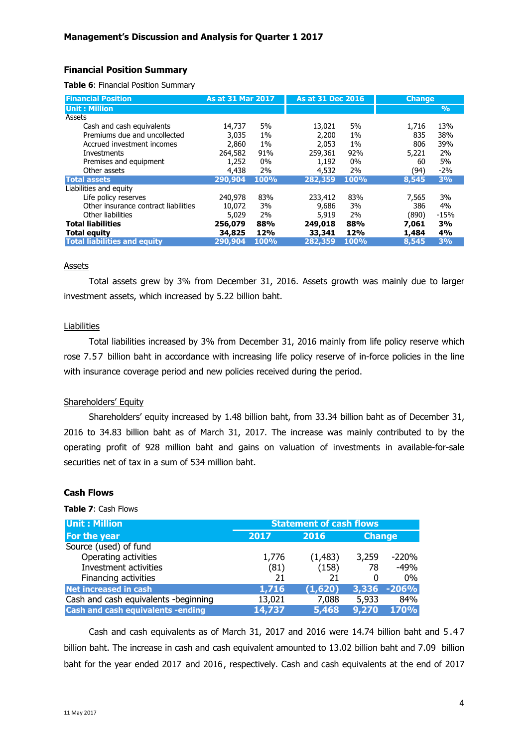**Management's Discussion and Analysis for Quarter 1 2017**

### Financial Position Summary

**Table 6**: Financial Position Summary

| Financial Position | As at 31 Mar 2017 | | As at 31 Dec 2016 | | Change | |
|---|---|---|---|---|---|---|
| Unit : Million | | | | | | % |
| Assets | | | | | | |
| Cash and cash equivalents | 14,737 | 5% | 13,021 | 5% | 1,716 | 13% |
| Premiums due and uncollected | 3,035 | 1% | 2,200 | 1% | 835 | 38% |
| Accrued investment incomes | 2,860 | 1% | 2,053 | 1% | 806 | 39% |
| Investments | 264,582 | 91% | 259,361 | 92% | 5,221 | 2% |
| Premises and equipment | 1,252 | 0% | 1,192 | 0% | 60 | 5% |
| Other assets | 4,438 | 2% | 4,532 | 2% | (94) | -2% |
| **Total assets** | **290,904** | **100%** | **282,359** | **100%** | **8,545** | **3%** |
| Liabilities and equity | | | | | | |
| Life policy reserves | 240,978 | 83% | 233,412 | 83% | 7,565 | 3% |
| Other insurance contract liabilities | 10,072 | 3% | 9,686 | 3% | 386 | 4% |
| Other liabilities | 5,029 | 2% | 5,919 | 2% | (890) | -15% |
| **Total liabilities** | **256,079** | **88%** | **249,018** | **88%** | **7,061** | **3%** |
| **Total equity** | **34,825** | **12%** | **33,341** | **12%** | **1,484** | **4%** |
| **Total liabilities and equity** | **290,904** | **100%** | **282,359** | **100%** | **8,545** | **3%** |

<u>Assets</u>

Total assets grew by 3% from December 31, 2016. Assets growth was mainly due to larger investment assets, which increased by 5.22 billion baht.

<u>Liabilities</u>

Total liabilities increased by 3% from December 31, 2016 mainly from life policy reserve which rose 7.57 billion baht in accordance with increasing life policy reserve of in-force policies in the line with insurance coverage period and new policies received during the period.

<u>Shareholders' Equity</u>

Shareholders' equity increased by 1.48 billion baht, from 33.34 billion baht as of December 31, 2016 to 34.83 billion baht as of March 31, 2017. The increase was mainly contributed to by the operating profit of 928 million baht and gains on valuation of investments in available-for-sale securities net of tax in a sum of 534 million baht.

### Cash Flows

**Table 7**: Cash Flows

| Unit : Million | Statement of cash flows | | | |
|---|---|---|---|---|
| For the year | 2017 | 2016 | Change | |
| Source (used) of fund | | | | |
| Operating activities | 1,776 | (1,483) | 3,259 | -220% |
| Investment activities | (81) | (158) | 78 | -49% |
| Financing activities | 21 | 21 | 0 | 0% |
| **Net increased in cash** | **1,716** | **(1,620)** | **3,336** | **-206%** |
| Cash and cash equivalents -beginning | 13,021 | 7,088 | 5,933 | 84% |
| **Cash and cash equivalents -ending** | **14,737** | **5,468** | **9,270** | **170%** |

Cash and cash equivalents as of March 31, 2017 and 2016 were 14.74 billion baht and 5.47 billion baht. The increase in cash and cash equivalent amounted to 13.02 billion baht and 7.09 billion baht for the year ended 2017 and 2016, respectively. Cash and cash equivalents at the end of 2017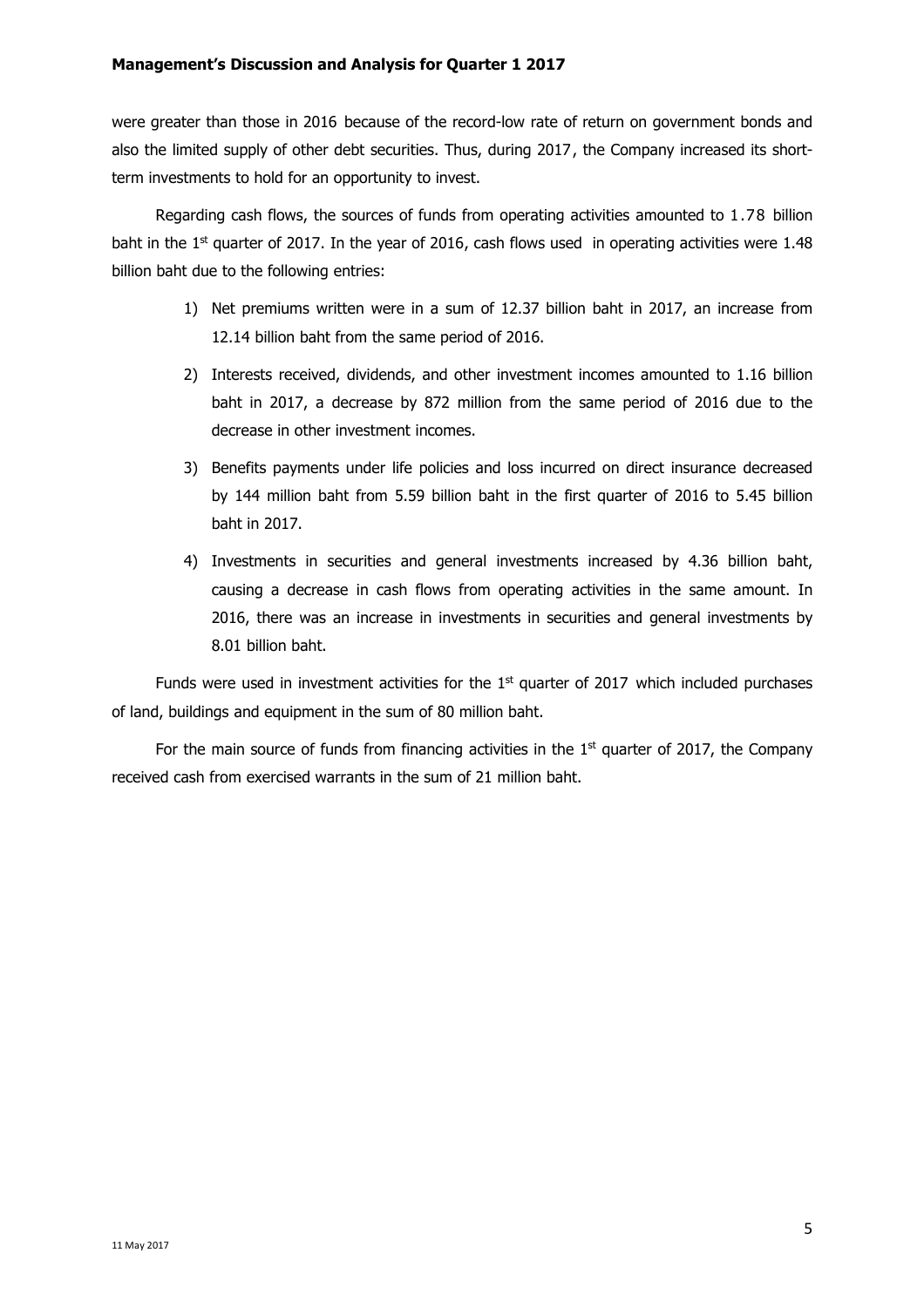were greater than those in 2016 because of the record-low rate of return on government bonds and also the limited supply of other debt securities. Thus, during 2017, the Company increased its short-term investments to hold for an opportunity to invest.

Regarding cash flows, the sources of funds from operating activities amounted to 1.78 billion baht in the 1st quarter of 2017. In the year of 2016, cash flows used in operating activities were 1.48 billion baht due to the following entries:

1) Net premiums written were in a sum of 12.37 billion baht in 2017, an increase from 12.14 billion baht from the same period of 2016.
2) Interests received, dividends, and other investment incomes amounted to 1.16 billion baht in 2017, a decrease by 872 million from the same period of 2016 due to the decrease in other investment incomes.
3) Benefits payments under life policies and loss incurred on direct insurance decreased by 144 million baht from 5.59 billion baht in the first quarter of 2016 to 5.45 billion baht in 2017.
4) Investments in securities and general investments increased by 4.36 billion baht, causing a decrease in cash flows from operating activities in the same amount. In 2016, there was an increase in investments in securities and general investments by 8.01 billion baht.

Funds were used in investment activities for the 1st quarter of 2017 which included purchases of land, buildings and equipment in the sum of 80 million baht.

For the main source of funds from financing activities in the 1st quarter of 2017, the Company received cash from exercised warrants in the sum of 21 million baht.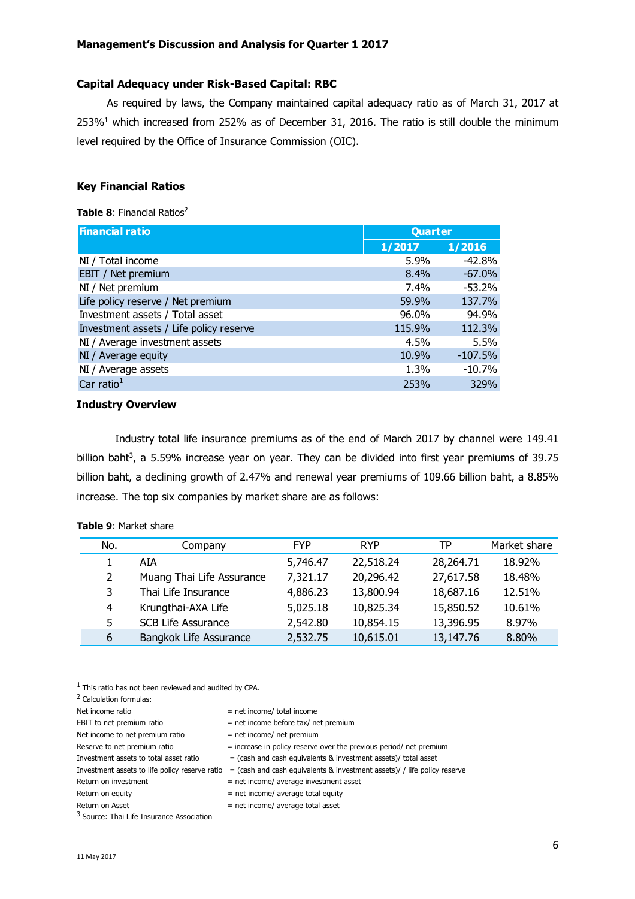**Management's Discussion and Analysis for Quarter 1 2017**

**Capital Adequacy under Risk-Based Capital: RBC**

As required by laws, the Company maintained capital adequacy ratio as of March 31, 2017 at 253%[1] which increased from 252% as of December 31, 2016. The ratio is still double the minimum level required by the Office of Insurance Commission (OIC).

**Key Financial Ratios**

**Table 8**: Financial Ratios[2]

| Financial ratio | Quarter | |
|---|---|---|
| | 1/2017 | 1/2016 |
| NI / Total income | 5.9% | -42.8% |
| EBIT / Net premium | 8.4% | -67.0% |
| NI / Net premium | 7.4% | -53.2% |
| Life policy reserve / Net premium | 59.9% | 137.7% |
| Investment assets / Total asset | 96.0% | 94.9% |
| Investment assets / Life policy reserve | 115.9% | 112.3% |
| NI / Average investment assets | 4.5% | 5.5% |
| NI / Average equity | 10.9% | -107.5% |
| NI / Average assets | 1.3% | -10.7% |
| Car ratio[1] | 253% | 329% |

**Industry Overview**

Industry total life insurance premiums as of the end of March 2017 by channel were 149.41 billion baht[3], a 5.59% increase year on year. They can be divided into first year premiums of 39.75 billion baht, a declining growth of 2.47% and renewal year premiums of 109.66 billion baht, a 8.85% increase. The top six companies by market share are as follows:

**Table 9**: Market share

| No. | Company | FYP | RYP | TP | Market share |
|---|---|---|---|---|---|
| 1 | AIA | 5,746.47 | 22,518.24 | 28,264.71 | 18.92% |
| 2 | Muang Thai Life Assurance | 7,321.17 | 20,296.42 | 27,617.58 | 18.48% |
| 3 | Thai Life Insurance | 4,886.23 | 13,800.94 | 18,687.16 | 12.51% |
| 4 | Krungthai-AXA Life | 5,025.18 | 10,825.34 | 15,850.52 | 10.61% |
| 5 | SCB Life Assurance | 2,542.80 | 10,854.15 | 13,396.95 | 8.97% |
| 6 | Bangkok Life Assurance | 2,532.75 | 10,615.01 | 13,147.76 | 8.80% |

---

[1] This ratio has not been reviewed and audited by CPA.

[2] Calculation formulas:

| | |
|---|---|
| Net income ratio | = net income/ total income |
| EBIT to net premium ratio | = net income before tax/ net premium |
| Net income to net premium ratio | = net income/ net premium |
| Reserve to net premium ratio | = increase in policy reserve over the previous period/ net premium |
| Investment assets to total asset ratio | = (cash and cash equivalents & investment assets)/ total asset |
| Investment assets to life policy reserve ratio | = (cash and cash equivalents & investment assets)/ / life policy reserve |
| Return on investment | = net income/ average investment asset |
| Return on equity | = net income/ average total equity |
| Return on Asset | = net income/ average total asset |

[3] Source: Thai Life Insurance Association

11 May 2017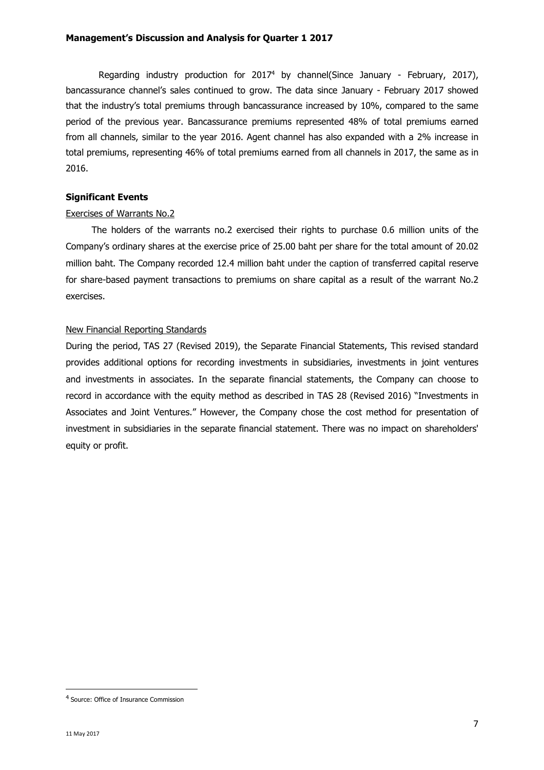Regarding industry production for 2017[4] by channel(Since January - February, 2017), bancassurance channel's sales continued to grow. The data since January - February 2017 showed that the industry's total premiums through bancassurance increased by 10%, compared to the same period of the previous year. Bancassurance premiums represented 48% of total premiums earned from all channels, similar to the year 2016. Agent channel has also expanded with a 2% increase in total premiums, representing 46% of total premiums earned from all channels in 2017, the same as in 2016.

**Significant Events**

Exercises of Warrants No.2

The holders of the warrants no.2 exercised their rights to purchase 0.6 million units of the Company's ordinary shares at the exercise price of 25.00 baht per share for the total amount of 20.02 million baht. The Company recorded 12.4 million baht under the caption of transferred capital reserve for share-based payment transactions to premiums on share capital as a result of the warrant No.2 exercises.

New Financial Reporting Standards

During the period, TAS 27 (Revised 2019), the Separate Financial Statements, This revised standard provides additional options for recording investments in subsidiaries, investments in joint ventures and investments in associates. In the separate financial statements, the Company can choose to record in accordance with the equity method as described in TAS 28 (Revised 2016) "Investments in Associates and Joint Ventures." However, the Company chose the cost method for presentation of investment in subsidiaries in the separate financial statement. There was no impact on shareholders' equity or profit.

[4] Source: Office of Insurance Commission